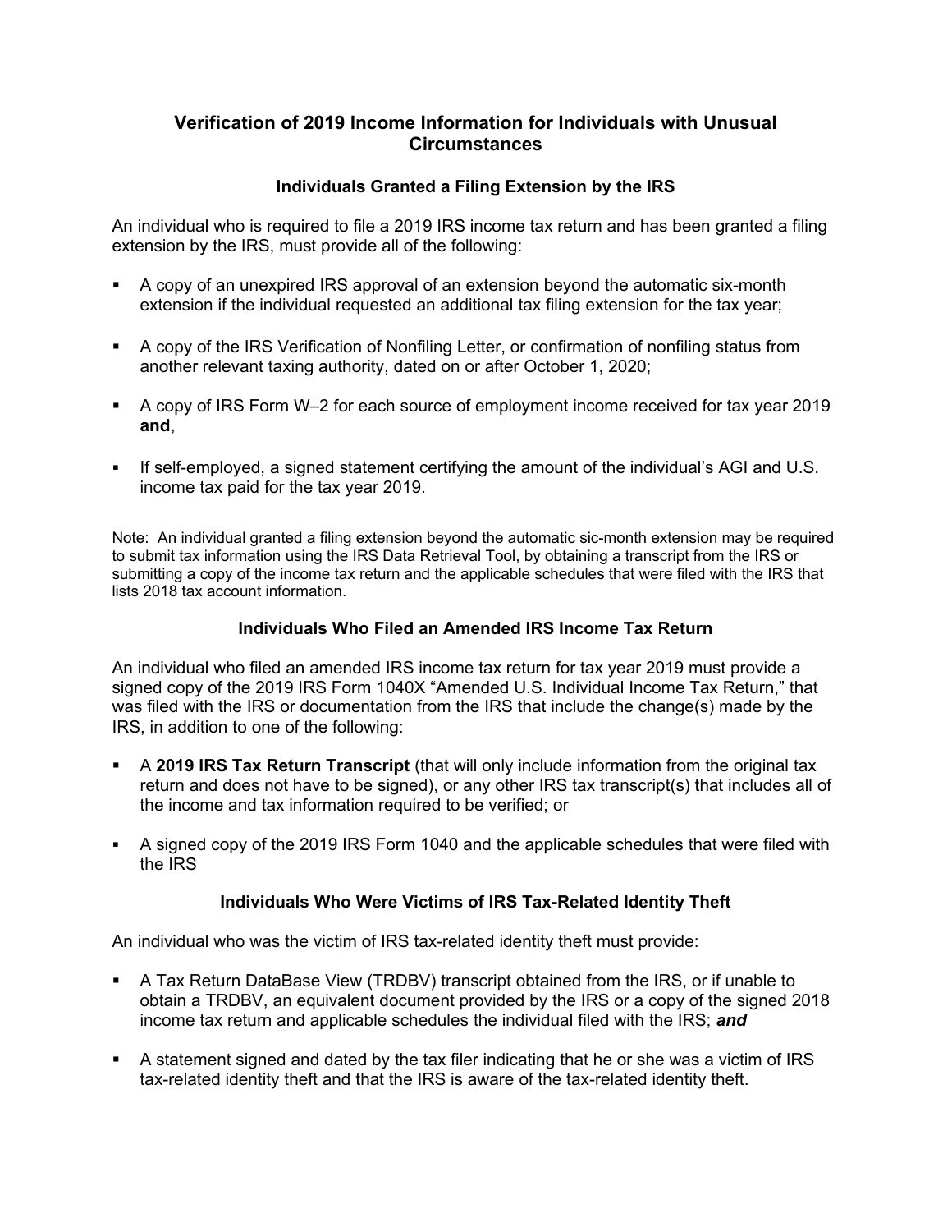# Verification of 2019 Income Information for Individuals with Unusual Circumstances

## Individuals Granted a Filing Extension by the IRS

An individual who is required to file a 2019 IRS income tax return and has been granted a filing extension by the IRS, must provide all of the following:

- A copy of an unexpired IRS approval of an extension beyond the automatic six-month extension if the individual requested an additional tax filing extension for the tax year;
- A copy of the IRS Verification of Nonfiling Letter, or confirmation of nonfiling status from another relevant taxing authority, dated on or after October 1, 2020;
- A copy of IRS Form W–2 for each source of employment income received for tax year 2019 **and**,
- If self-employed, a signed statement certifying the amount of the individual's AGI and U.S. income tax paid for the tax year 2019.

Note: An individual granted a filing extension beyond the automatic sic-month extension may be required to submit tax information using the IRS Data Retrieval Tool, by obtaining a transcript from the IRS or submitting a copy of the income tax return and the applicable schedules that were filed with the IRS that lists 2018 tax account information.

## Individuals Who Filed an Amended IRS Income Tax Return

An individual who filed an amended IRS income tax return for tax year 2019 must provide a signed copy of the 2019 IRS Form 1040X "Amended U.S. Individual Income Tax Return," that was filed with the IRS or documentation from the IRS that include the change(s) made by the IRS, in addition to one of the following:

- A **2019 IRS Tax Return Transcript** (that will only include information from the original tax return and does not have to be signed), or any other IRS tax transcript(s) that includes all of the income and tax information required to be verified; or
- A signed copy of the 2019 IRS Form 1040 and the applicable schedules that were filed with the IRS

## Individuals Who Were Victims of IRS Tax-Related Identity Theft

An individual who was the victim of IRS tax-related identity theft must provide:

- A Tax Return DataBase View (TRDBV) transcript obtained from the IRS, or if unable to obtain a TRDBV, an equivalent document provided by the IRS or a copy of the signed 2018 income tax return and applicable schedules the individual filed with the IRS; ***and***
- A statement signed and dated by the tax filer indicating that he or she was a victim of IRS tax-related identity theft and that the IRS is aware of the tax-related identity theft.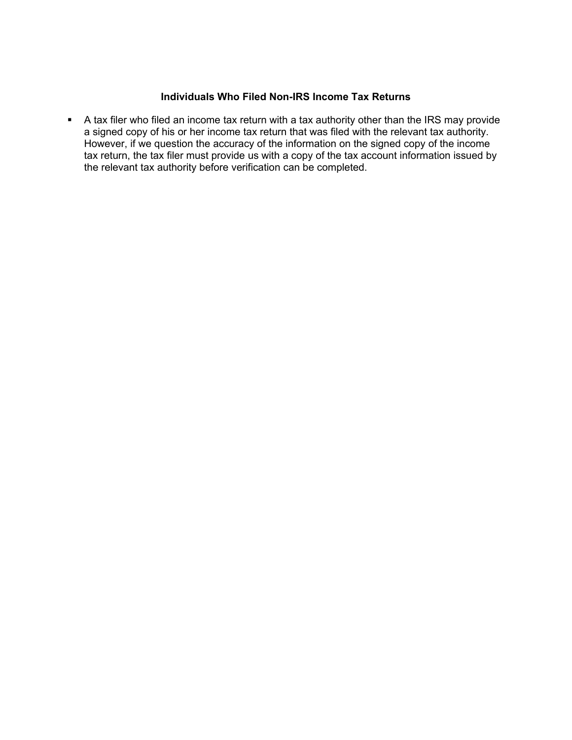### Individuals Who Filed Non-IRS Income Tax Returns

- A tax filer who filed an income tax return with a tax authority other than the IRS may provide a signed copy of his or her income tax return that was filed with the relevant tax authority. However, if we question the accuracy of the information on the signed copy of the income tax return, the tax filer must provide us with a copy of the tax account information issued by the relevant tax authority before verification can be completed.